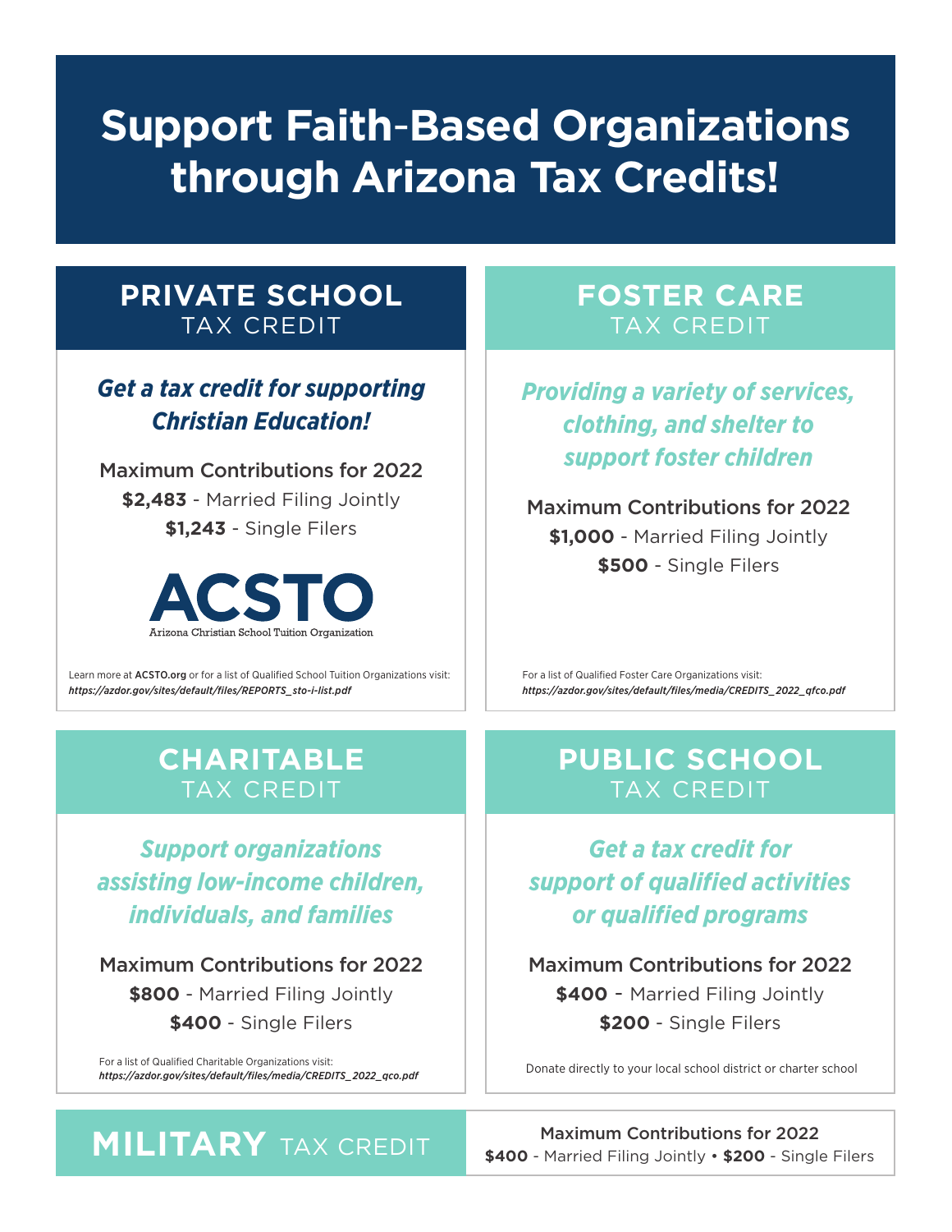# Support Faith-Based Organizations through Arizona Tax Credits!

## PRIVATE SCHOOL TAX CREDIT

***Get a tax credit for supporting Christian Education!***

Maximum Contributions for 2022

**$2,483** - Married Filing Jointly

**$1,243** - Single Filers

**ACSTO**

Arizona Christian School Tuition Organization

Learn more at **ACSTO.org** or for a list of Qualified School Tuition Organizations visit:
***https://azdor.gov/sites/default/files/REPORTS_sto-i-list.pdf***

## FOSTER CARE TAX CREDIT

***Providing a variety of services, clothing, and shelter to support foster children***

Maximum Contributions for 2022

**$1,000** - Married Filing Jointly

**$500** - Single Filers

For a list of Qualified Foster Care Organizations visit:
***https://azdor.gov/sites/default/files/media/CREDITS_2022_qfco.pdf***

## CHARITABLE TAX CREDIT

***Support organizations assisting low-income children, individuals, and families***

Maximum Contributions for 2022

**$800** - Married Filing Jointly

**$400** - Single Filers

For a list of Qualified Charitable Organizations visit:
***https://azdor.gov/sites/default/files/media/CREDITS_2022_qco.pdf***

## PUBLIC SCHOOL TAX CREDIT

***Get a tax credit for support of qualified activities or qualified programs***

Maximum Contributions for 2022

**$400** - Married Filing Jointly

**$200** - Single Filers

Donate directly to your local school district or charter school

## MILITARY TAX CREDIT

Maximum Contributions for 2022

**$400** - Married Filing Jointly • **$200** - Single Filers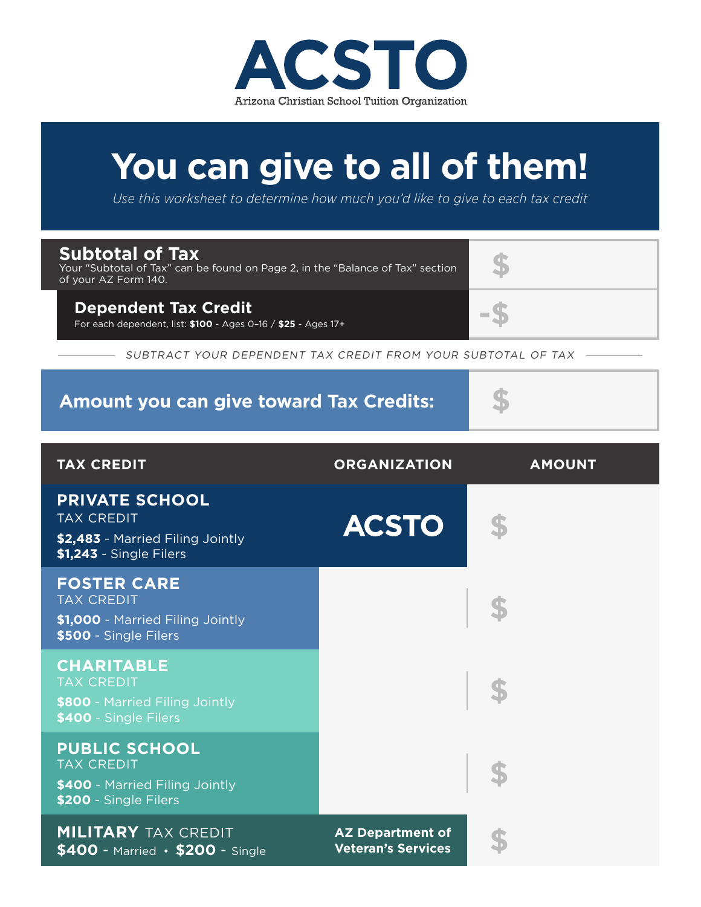# ACSTO

Arizona Christian School Tuition Organization

## You can give to all of them!

*Use this worksheet to determine how much you'd like to give to each tax credit*

| | |
|---|---|
| **Subtotal of Tax**<br>Your "Subtotal of Tax" can be found on Page 2, in the "Balance of Tax" section of your AZ Form 140. | $ |
| **Dependent Tax Credit**<br>For each dependent, list: **$100** - Ages 0–16 / **$25** - Ages 17+ | -$ |

*SUBTRACT YOUR DEPENDENT TAX CREDIT FROM YOUR SUBTOTAL OF TAX*

| | |
|---|---|
| **Amount you can give toward Tax Credits:** | $ |

| TAX CREDIT | ORGANIZATION | AMOUNT |
|---|---|---|
| **PRIVATE SCHOOL** TAX CREDIT<br>**$2,483** - Married Filing Jointly<br>**$1,243** - Single Filers | **ACSTO** | $ |
| **FOSTER CARE** TAX CREDIT<br>**$1,000** - Married Filing Jointly<br>**$500** - Single Filers | | $ |
| **CHARITABLE** TAX CREDIT<br>**$800** - Married Filing Jointly<br>**$400** - Single Filers | | $ |
| **PUBLIC SCHOOL** TAX CREDIT<br>**$400** - Married Filing Jointly<br>**$200** - Single Filers | | $ |
| **MILITARY** TAX CREDIT<br>**$400** - Married • **$200** - Single | **AZ Department of Veteran's Services** | $ |